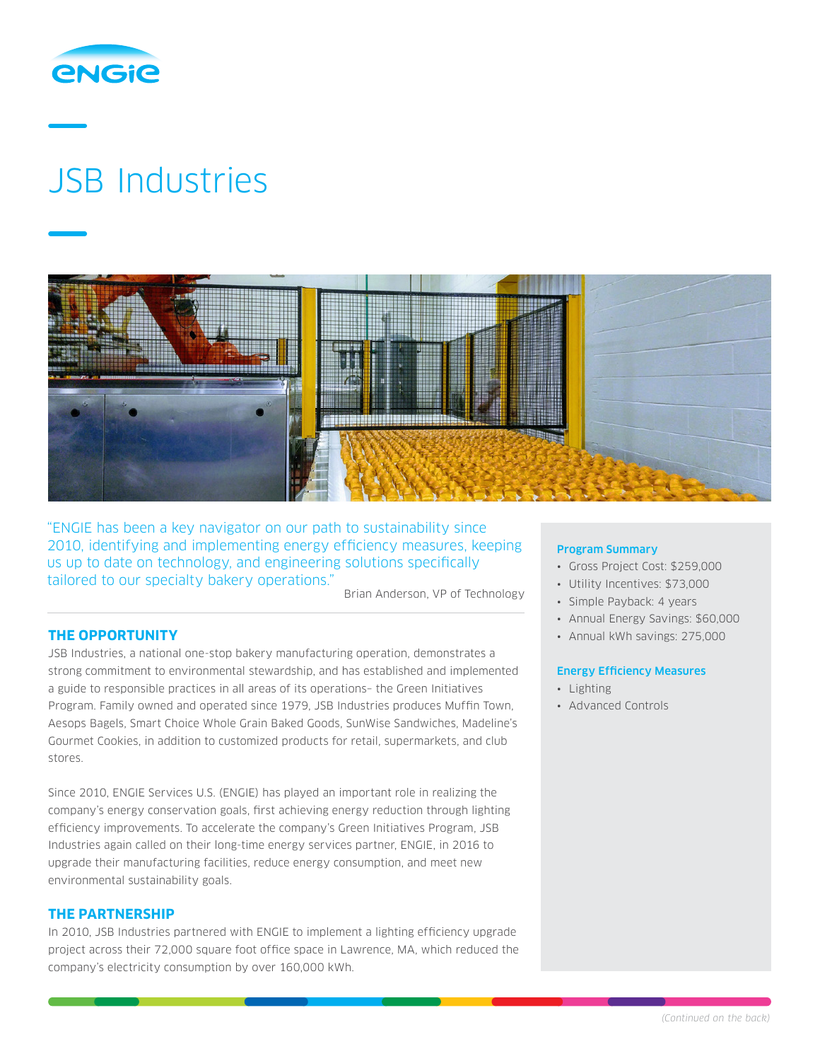# JSB Industries

"ENGIE has been a key navigator on our path to sustainability since 2010, identifying and implementing energy efficiency measures, keeping us up to date on technology, and engineering solutions specifically tailored to our specialty bakery operations."

Brian Anderson, VP of Technology

## THE OPPORTUNITY

JSB Industries, a national one-stop bakery manufacturing operation, demonstrates a strong commitment to environmental stewardship, and has established and implemented a guide to responsible practices in all areas of its operations– the Green Initiatives Program. Family owned and operated since 1979, JSB Industries produces Muffin Town, Aesops Bagels, Smart Choice Whole Grain Baked Goods, SunWise Sandwiches, Madeline's Gourmet Cookies, in addition to customized products for retail, supermarkets, and club stores.

Since 2010, ENGIE Services U.S. (ENGIE) has played an important role in realizing the company's energy conservation goals, first achieving energy reduction through lighting efficiency improvements. To accelerate the company's Green Initiatives Program, JSB Industries again called on their long-time energy services partner, ENGIE, in 2016 to upgrade their manufacturing facilities, reduce energy consumption, and meet new environmental sustainability goals.

## THE PARTNERSHIP

In 2010, JSB Industries partnered with ENGIE to implement a lighting efficiency upgrade project across their 72,000 square foot office space in Lawrence, MA, which reduced the company's electricity consumption by over 160,000 kWh.

### Program Summary

- Gross Project Cost: $259,000
- Utility Incentives: $73,000
- Simple Payback: 4 years
- Annual Energy Savings: $60,000
- Annual kWh savings: 275,000

### Energy Efficiency Measures

- Lighting
- Advanced Controls

*(Continued on the back)*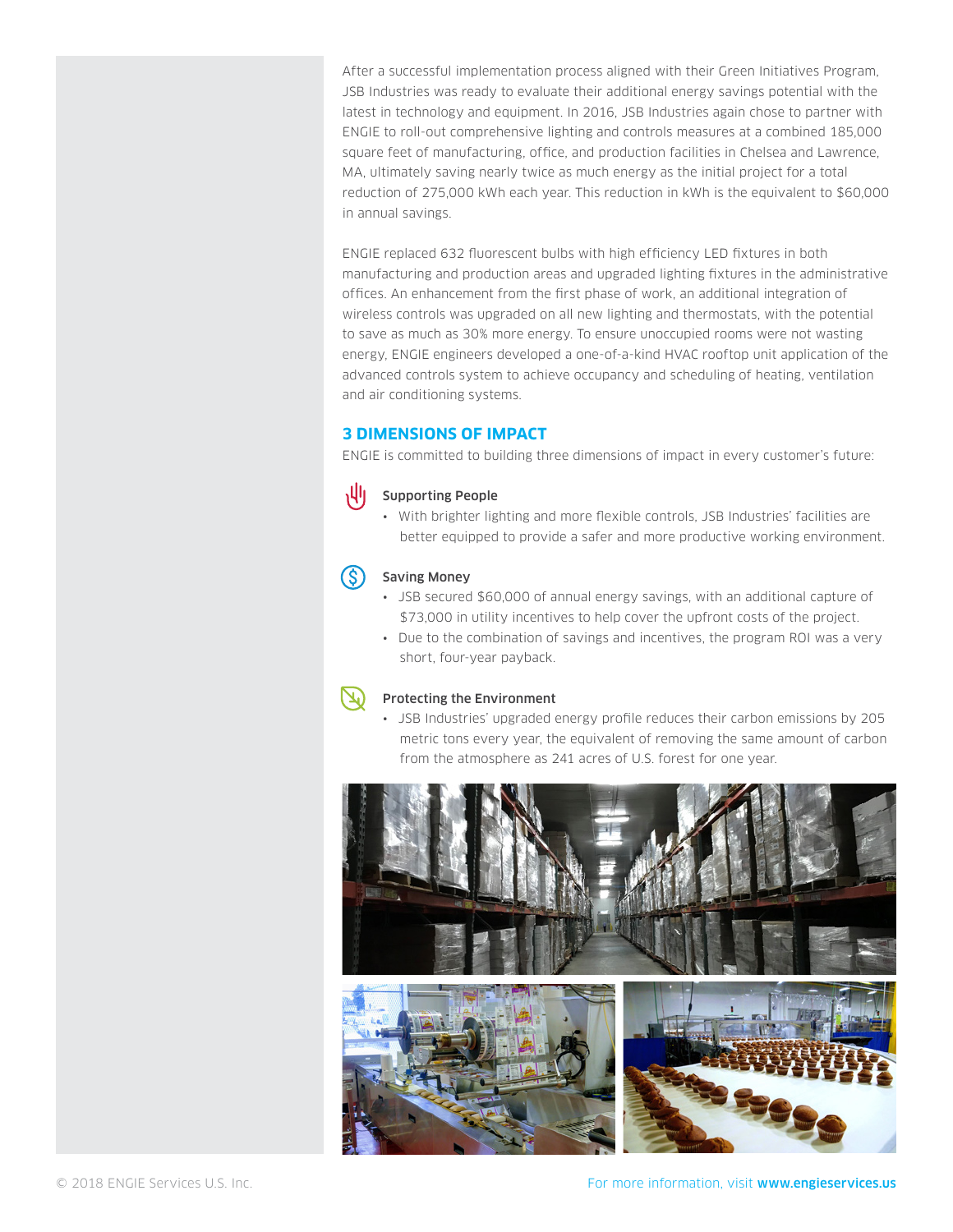After a successful implementation process aligned with their Green Initiatives Program, JSB Industries was ready to evaluate their additional energy savings potential with the latest in technology and equipment. In 2016, JSB Industries again chose to partner with ENGIE to roll-out comprehensive lighting and controls measures at a combined 185,000 square feet of manufacturing, office, and production facilities in Chelsea and Lawrence, MA, ultimately saving nearly twice as much energy as the initial project for a total reduction of 275,000 kWh each year. This reduction in kWh is the equivalent to $60,000 in annual savings.

ENGIE replaced 632 fluorescent bulbs with high efficiency LED fixtures in both manufacturing and production areas and upgraded lighting fixtures in the administrative offices. An enhancement from the first phase of work, an additional integration of wireless controls was upgraded on all new lighting and thermostats, with the potential to save as much as 30% more energy. To ensure unoccupied rooms were not wasting energy, ENGIE engineers developed a one-of-a-kind HVAC rooftop unit application of the advanced controls system to achieve occupancy and scheduling of heating, ventilation and air conditioning systems.

## 3 DIMENSIONS OF IMPACT

ENGIE is committed to building three dimensions of impact in every customer's future:

**Supporting People**

- With brighter lighting and more flexible controls, JSB Industries' facilities are better equipped to provide a safer and more productive working environment.

**Saving Money**

- JSB secured $60,000 of annual energy savings, with an additional capture of $73,000 in utility incentives to help cover the upfront costs of the project.
- Due to the combination of savings and incentives, the program ROI was a very short, four-year payback.

**Protecting the Environment**

- JSB Industries' upgraded energy profile reduces their carbon emissions by 205 metric tons every year, the equivalent of removing the same amount of carbon from the atmosphere as 241 acres of U.S. forest for one year.

© 2018 ENGIE Services U.S. Inc.

For more information, visit **www.engieservices.us**